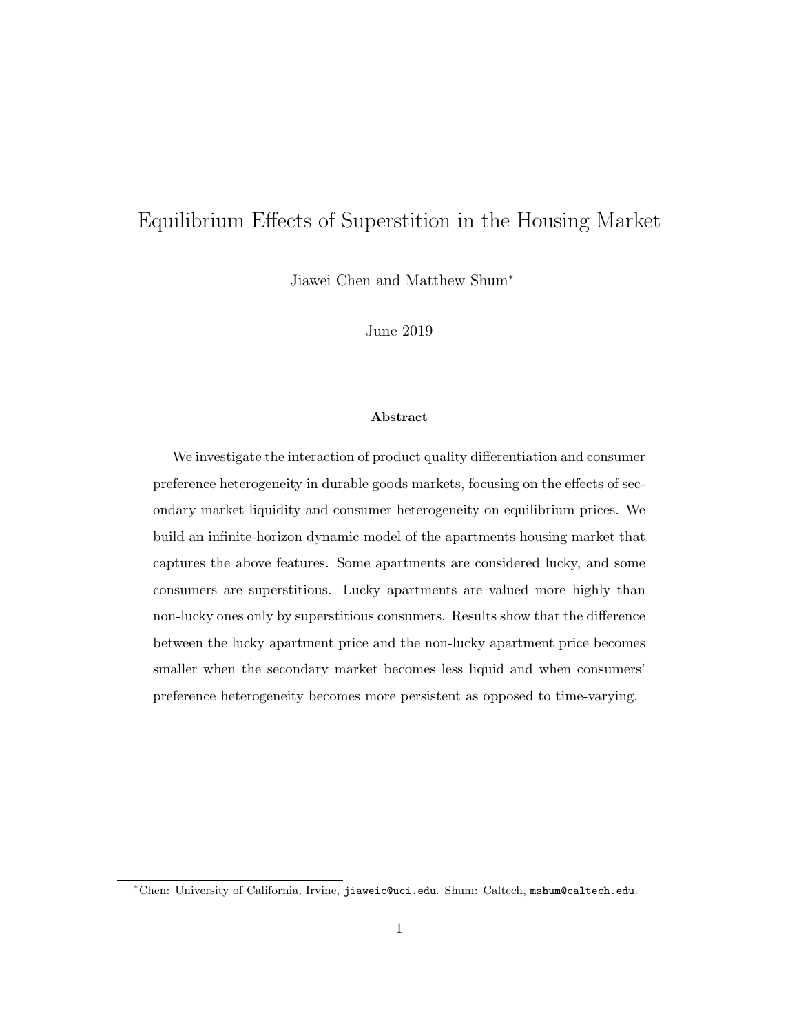# Equilibrium Effects of Superstition in the Housing Market

Jiawei Chen and Matthew Shum*

June 2019

**Abstract**

We investigate the interaction of product quality differentiation and consumer preference heterogeneity in durable goods markets, focusing on the effects of secondary market liquidity and consumer heterogeneity on equilibrium prices. We build an infinite-horizon dynamic model of the apartments housing market that captures the above features. Some apartments are considered lucky, and some consumers are superstitious. Lucky apartments are valued more highly than non-lucky ones only by superstitious consumers. Results show that the difference between the lucky apartment price and the non-lucky apartment price becomes smaller when the secondary market becomes less liquid and when consumers' preference heterogeneity becomes more persistent as opposed to time-varying.

---

*Chen: University of California, Irvine, `jiaweic@uci.edu`. Shum: Caltech, `mshum@caltech.edu`.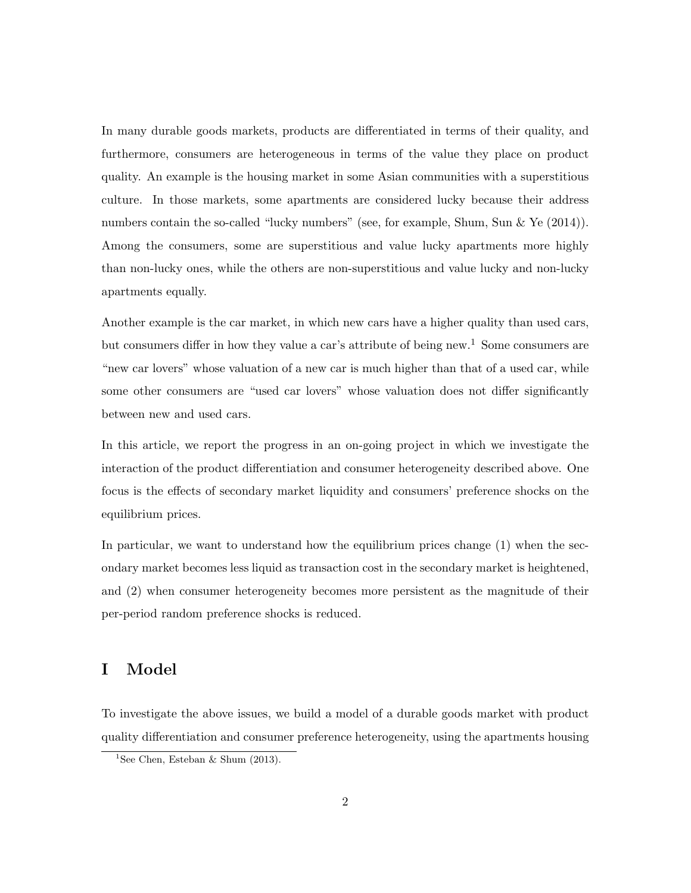In many durable goods markets, products are differentiated in terms of their quality, and furthermore, consumers are heterogeneous in terms of the value they place on product quality. An example is the housing market in some Asian communities with a superstitious culture. In those markets, some apartments are considered lucky because their address numbers contain the so-called "lucky numbers" (see, for example, Shum, Sun & Ye (2014)). Among the consumers, some are superstitious and value lucky apartments more highly than non-lucky ones, while the others are non-superstitious and value lucky and non-lucky apartments equally.

Another example is the car market, in which new cars have a higher quality than used cars, but consumers differ in how they value a car's attribute of being new.[1] Some consumers are "new car lovers" whose valuation of a new car is much higher than that of a used car, while some other consumers are "used car lovers" whose valuation does not differ significantly between new and used cars.

In this article, we report the progress in an on-going project in which we investigate the interaction of the product differentiation and consumer heterogeneity described above. One focus is the effects of secondary market liquidity and consumers' preference shocks on the equilibrium prices.

In particular, we want to understand how the equilibrium prices change (1) when the secondary market becomes less liquid as transaction cost in the secondary market is heightened, and (2) when consumer heterogeneity becomes more persistent as the magnitude of their per-period random preference shocks is reduced.

# I Model

To investigate the above issues, we build a model of a durable goods market with product quality differentiation and consumer preference heterogeneity, using the apartments housing

[1] See Chen, Esteban & Shum (2013).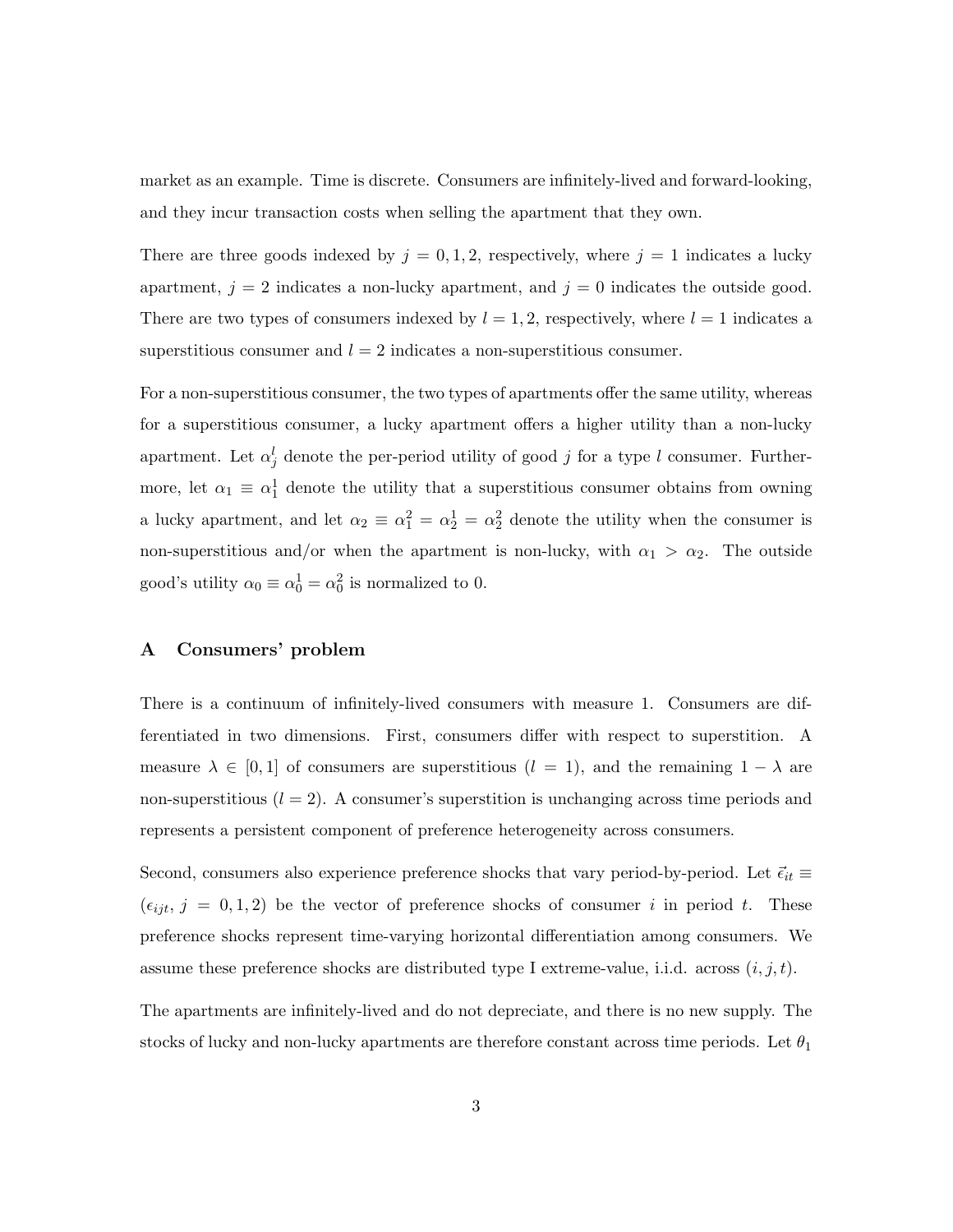market as an example. Time is discrete. Consumers are infinitely-lived and forward-looking, and they incur transaction costs when selling the apartment that they own.

There are three goods indexed by $j = 0, 1, 2$, respectively, where $j = 1$ indicates a lucky apartment, $j = 2$ indicates a non-lucky apartment, and $j = 0$ indicates the outside good. There are two types of consumers indexed by $l = 1, 2$, respectively, where $l = 1$ indicates a superstitious consumer and $l = 2$ indicates a non-superstitious consumer.

For a non-superstitious consumer, the two types of apartments offer the same utility, whereas for a superstitious consumer, a lucky apartment offers a higher utility than a non-lucky apartment. Let $\alpha_j^l$ denote the per-period utility of good $j$ for a type $l$ consumer. Furthermore, let $\alpha_1 \equiv \alpha_1^1$ denote the utility that a superstitious consumer obtains from owning a lucky apartment, and let $\alpha_2 \equiv \alpha_1^2 = \alpha_2^1 = \alpha_2^2$ denote the utility when the consumer is non-superstitious and/or when the apartment is non-lucky, with $\alpha_1 > \alpha_2$. The outside good's utility $\alpha_0 \equiv \alpha_0^1 = \alpha_0^2$ is normalized to 0.

## A Consumers' problem

There is a continuum of infinitely-lived consumers with measure 1. Consumers are differentiated in two dimensions. First, consumers differ with respect to superstition. A measure $\lambda \in [0, 1]$ of consumers are superstitious ($l = 1$), and the remaining $1 - \lambda$ are non-superstitious ($l = 2$). A consumer's superstition is unchanging across time periods and represents a persistent component of preference heterogeneity across consumers.

Second, consumers also experience preference shocks that vary period-by-period. Let $\vec{\epsilon}_{it} \equiv (\epsilon_{ijt}, j = 0, 1, 2)$ be the vector of preference shocks of consumer $i$ in period $t$. These preference shocks represent time-varying horizontal differentiation among consumers. We assume these preference shocks are distributed type I extreme-value, i.i.d. across $(i, j, t)$.

The apartments are infinitely-lived and do not depreciate, and there is no new supply. The stocks of lucky and non-lucky apartments are therefore constant across time periods. Let $\theta_1$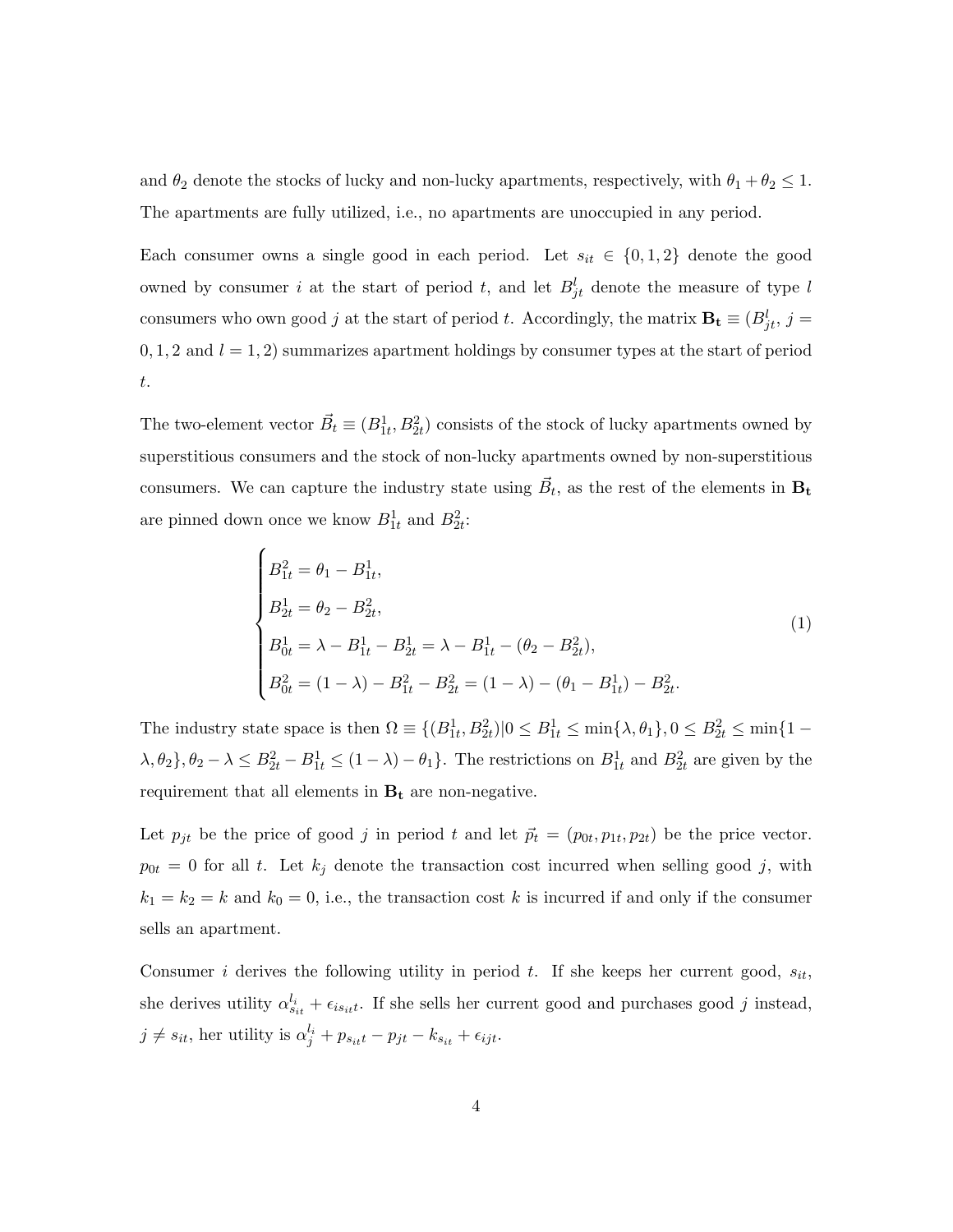and $\theta_2$ denote the stocks of lucky and non-lucky apartments, respectively, with $\theta_1 + \theta_2 \leq 1$. The apartments are fully utilized, i.e., no apartments are unoccupied in any period.

Each consumer owns a single good in each period. Let $s_{it} \in \{0, 1, 2\}$ denote the good owned by consumer $i$ at the start of period $t$, and let $B^l_{jt}$ denote the measure of type $l$ consumers who own good $j$ at the start of period $t$. Accordingly, the matrix $\mathbf{B_t} \equiv (B^l_{jt},\ j = 0, 1, 2 \text{ and } l = 1, 2)$ summarizes apartment holdings by consumer types at the start of period $t$.

The two-element vector $\vec{B}_t \equiv (B^1_{1t}, B^2_{2t})$ consists of the stock of lucky apartments owned by superstitious consumers and the stock of non-lucky apartments owned by non-superstitious consumers. We can capture the industry state using $\vec{B}_t$, as the rest of the elements in $\mathbf{B_t}$ are pinned down once we know $B^1_{1t}$ and $B^2_{2t}$:

$$\begin{cases} B^2_{1t} = \theta_1 - B^1_{1t}, \\ B^1_{2t} = \theta_2 - B^2_{2t}, \\ B^1_{0t} = \lambda - B^1_{1t} - B^1_{2t} = \lambda - B^1_{1t} - (\theta_2 - B^2_{2t}), \\ B^2_{0t} = (1-\lambda) - B^2_{1t} - B^2_{2t} = (1-\lambda) - (\theta_1 - B^1_{1t}) - B^2_{2t}. \end{cases} \tag{1}$$

The industry state space is then $\Omega \equiv \{(B^1_{1t}, B^2_{2t}) | 0 \leq B^1_{1t} \leq \min\{\lambda, \theta_1\}, 0 \leq B^2_{2t} \leq \min\{1-\lambda, \theta_2\}, \theta_2 - \lambda \leq B^2_{2t} - B^1_{1t} \leq (1-\lambda) - \theta_1\}$. The restrictions on $B^1_{1t}$ and $B^2_{2t}$ are given by the requirement that all elements in $\mathbf{B_t}$ are non-negative.

Let $p_{jt}$ be the price of good $j$ in period $t$ and let $\vec{p}_t = (p_{0t}, p_{1t}, p_{2t})$ be the price vector. $p_{0t} = 0$ for all $t$. Let $k_j$ denote the transaction cost incurred when selling good $j$, with $k_1 = k_2 = k$ and $k_0 = 0$, i.e., the transaction cost $k$ is incurred if and only if the consumer sells an apartment.

Consumer $i$ derives the following utility in period $t$. If she keeps her current good, $s_{it}$, she derives utility $\alpha^{l_i}_{s_{it}} + \epsilon_{is_{it}t}$. If she sells her current good and purchases good $j$ instead, $j \neq s_{it}$, her utility is $\alpha^{l_i}_j + p_{s_{it}t} - p_{jt} - k_{s_{it}} + \epsilon_{ijt}$.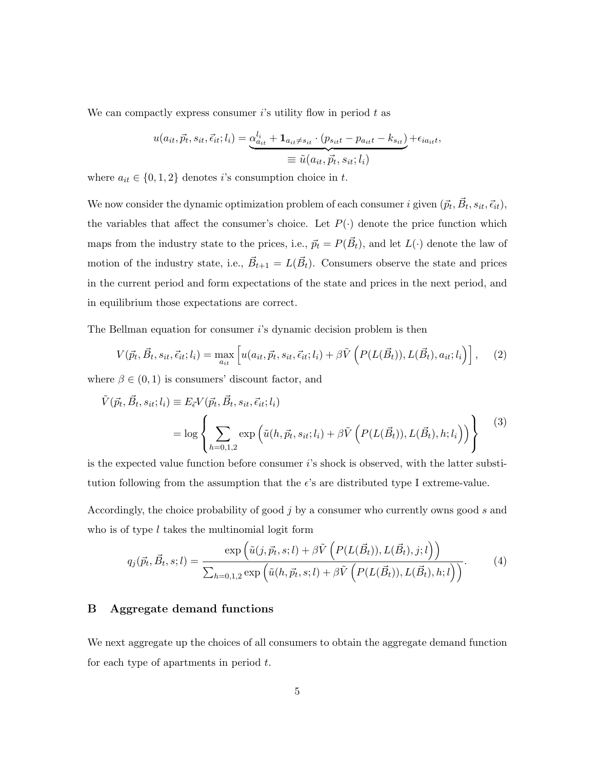We can compactly express consumer $i$'s utility flow in period $t$ as

$$u(a_{it}, \vec{p}_t, s_{it}, \vec{\epsilon}_{it}; l_i) = \underbrace{\alpha_{a_{it}}^{l_i} + \mathbf{1}_{a_{it} \neq s_{it}} \cdot (p_{s_{it}t} - p_{a_{it}t} - k_{s_{it}})}_{\equiv \tilde{u}(a_{it}, \vec{p}_t, s_{it}; l_i)} + \epsilon_{ia_{it}t},$$

where $a_{it} \in \{0, 1, 2\}$ denotes $i$'s consumption choice in $t$.

We now consider the dynamic optimization problem of each consumer $i$ given $(\vec{p}_t, \vec{B}_t, s_{it}, \vec{\epsilon}_{it})$, the variables that affect the consumer's choice. Let $P(\cdot)$ denote the price function which maps from the industry state to the prices, i.e., $\vec{p}_t = P(\vec{B}_t)$, and let $L(\cdot)$ denote the law of motion of the industry state, i.e., $\vec{B}_{t+1} = L(\vec{B}_t)$. Consumers observe the state and prices in the current period and form expectations of the state and prices in the next period, and in equilibrium those expectations are correct.

The Bellman equation for consumer $i$'s dynamic decision problem is then

$$V(\vec{p}_t, \vec{B}_t, s_{it}, \vec{\epsilon}_{it}; l_i) = \max_{a_{it}} \left[ u(a_{it}, \vec{p}_t, s_{it}, \vec{\epsilon}_{it}; l_i) + \beta \tilde{V}\left( P(L(\vec{B}_t)), L(\vec{B}_t), a_{it}; l_i \right) \right], \tag{2}$$

where $\beta \in (0, 1)$ is consumers' discount factor, and

$$\begin{aligned} \tilde{V}(\vec{p}_t, \vec{B}_t, s_{it}; l_i) &\equiv E_{\vec{\epsilon}} V(\vec{p}_t, \vec{B}_t, s_{it}, \vec{\epsilon}_{it}; l_i) \\ &= \log \left\{ \sum_{h=0,1,2} \exp\left( \tilde{u}(h, \vec{p}_t, s_{it}; l_i) + \beta \tilde{V}\left( P(L(\vec{B}_t)), L(\vec{B}_t), h; l_i \right) \right) \right\} \end{aligned} \tag{3}$$

is the expected value function before consumer $i$'s shock is observed, with the latter substitution following from the assumption that the $\epsilon$'s are distributed type I extreme-value.

Accordingly, the choice probability of good $j$ by a consumer who currently owns good $s$ and who is of type $l$ takes the multinomial logit form

$$q_j(\vec{p}_t, \vec{B}_t, s; l) = \frac{\exp\left( \tilde{u}(j, \vec{p}_t, s; l) + \beta \tilde{V}\left( P(L(\vec{B}_t)), L(\vec{B}_t), j; l \right) \right)}{\sum_{h=0,1,2} \exp\left( \tilde{u}(h, \vec{p}_t, s; l) + \beta \tilde{V}\left( P(L(\vec{B}_t)), L(\vec{B}_t), h; l \right) \right)}. \tag{4}$$

## B Aggregate demand functions

We next aggregate up the choices of all consumers to obtain the aggregate demand function for each type of apartments in period $t$.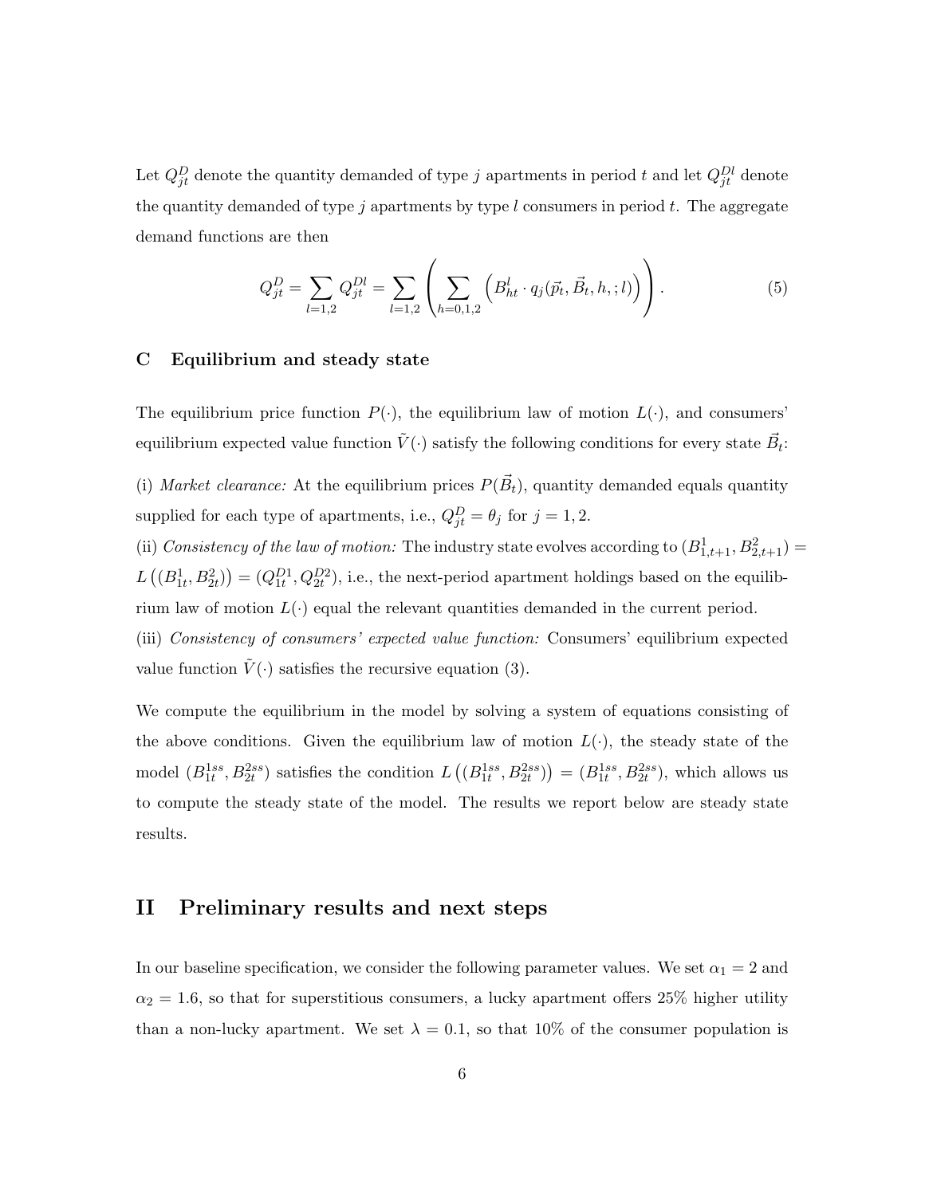Let $Q_{jt}^D$ denote the quantity demanded of type $j$ apartments in period $t$ and let $Q_{jt}^{Dl}$ denote the quantity demanded of type $j$ apartments by type $l$ consumers in period $t$. The aggregate demand functions are then

$$Q_{jt}^D = \sum_{l=1,2} Q_{jt}^{Dl} = \sum_{l=1,2} \left( \sum_{h=0,1,2} \left( B_{ht}^l \cdot q_j(\vec{p}_t, \vec{B}_t, h, ; l) \right) \right). \tag{5}$$

### C Equilibrium and steady state

The equilibrium price function $P(\cdot)$, the equilibrium law of motion $L(\cdot)$, and consumers' equilibrium expected value function $\tilde{V}(\cdot)$ satisfy the following conditions for every state $\vec{B}_t$:

(i) *Market clearance:* At the equilibrium prices $P(\vec{B}_t)$, quantity demanded equals quantity supplied for each type of apartments, i.e., $Q_{jt}^D = \theta_j$ for $j = 1, 2$.
(ii) *Consistency of the law of motion:* The industry state evolves according to $(B_{1,t+1}^1, B_{2,t+1}^2) = L\left((B_{1t}^1, B_{2t}^2)\right) = (Q_{1t}^{D1}, Q_{2t}^{D2})$, i.e., the next-period apartment holdings based on the equilibrium law of motion $L(\cdot)$ equal the relevant quantities demanded in the current period.
(iii) *Consistency of consumers' expected value function:* Consumers' equilibrium expected value function $\tilde{V}(\cdot)$ satisfies the recursive equation (3).

We compute the equilibrium in the model by solving a system of equations consisting of the above conditions. Given the equilibrium law of motion $L(\cdot)$, the steady state of the model $(B_{1t}^{1ss}, B_{2t}^{2ss})$ satisfies the condition $L\left((B_{1t}^{1ss}, B_{2t}^{2ss})\right) = (B_{1t}^{1ss}, B_{2t}^{2ss})$, which allows us to compute the steady state of the model. The results we report below are steady state results.

## II Preliminary results and next steps

In our baseline specification, we consider the following parameter values. We set $\alpha_1 = 2$ and $\alpha_2 = 1.6$, so that for superstitious consumers, a lucky apartment offers 25% higher utility than a non-lucky apartment. We set $\lambda = 0.1$, so that 10% of the consumer population is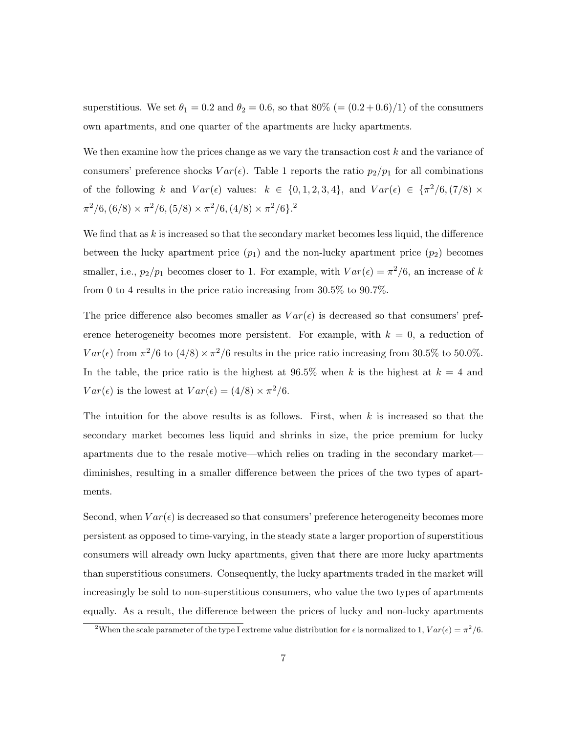superstitious. We set $\theta_1 = 0.2$ and $\theta_2 = 0.6$, so that 80% (= $(0.2 + 0.6)/1$) of the consumers own apartments, and one quarter of the apartments are lucky apartments.

We then examine how the prices change as we vary the transaction cost $k$ and the variance of consumers' preference shocks $Var(\epsilon)$. Table 1 reports the ratio $p_2/p_1$ for all combinations of the following $k$ and $Var(\epsilon)$ values: $k \in \{0, 1, 2, 3, 4\}$, and $Var(\epsilon) \in \{\pi^2/6, (7/8) \times \pi^2/6, (6/8) \times \pi^2/6, (5/8) \times \pi^2/6, (4/8) \times \pi^2/6\}$.[2]

We find that as $k$ is increased so that the secondary market becomes less liquid, the difference between the lucky apartment price ($p_1$) and the non-lucky apartment price ($p_2$) becomes smaller, i.e., $p_2/p_1$ becomes closer to 1. For example, with $Var(\epsilon) = \pi^2/6$, an increase of $k$ from 0 to 4 results in the price ratio increasing from 30.5% to 90.7%.

The price difference also becomes smaller as $Var(\epsilon)$ is decreased so that consumers' preference heterogeneity becomes more persistent. For example, with $k = 0$, a reduction of $Var(\epsilon)$ from $\pi^2/6$ to $(4/8) \times \pi^2/6$ results in the price ratio increasing from 30.5% to 50.0%. In the table, the price ratio is the highest at 96.5% when $k$ is the highest at $k = 4$ and $Var(\epsilon)$ is the lowest at $Var(\epsilon) = (4/8) \times \pi^2/6$.

The intuition for the above results is as follows. First, when $k$ is increased so that the secondary market becomes less liquid and shrinks in size, the price premium for lucky apartments due to the resale motive—which relies on trading in the secondary market—diminishes, resulting in a smaller difference between the prices of the two types of apartments.

Second, when $Var(\epsilon)$ is decreased so that consumers' preference heterogeneity becomes more persistent as opposed to time-varying, in the steady state a larger proportion of superstitious consumers will already own lucky apartments, given that there are more lucky apartments than superstitious consumers. Consequently, the lucky apartments traded in the market will increasingly be sold to non-superstitious consumers, who value the two types of apartments equally. As a result, the difference between the prices of lucky and non-lucky apartments

[2] When the scale parameter of the type I extreme value distribution for $\epsilon$ is normalized to 1, $Var(\epsilon) = \pi^2/6$.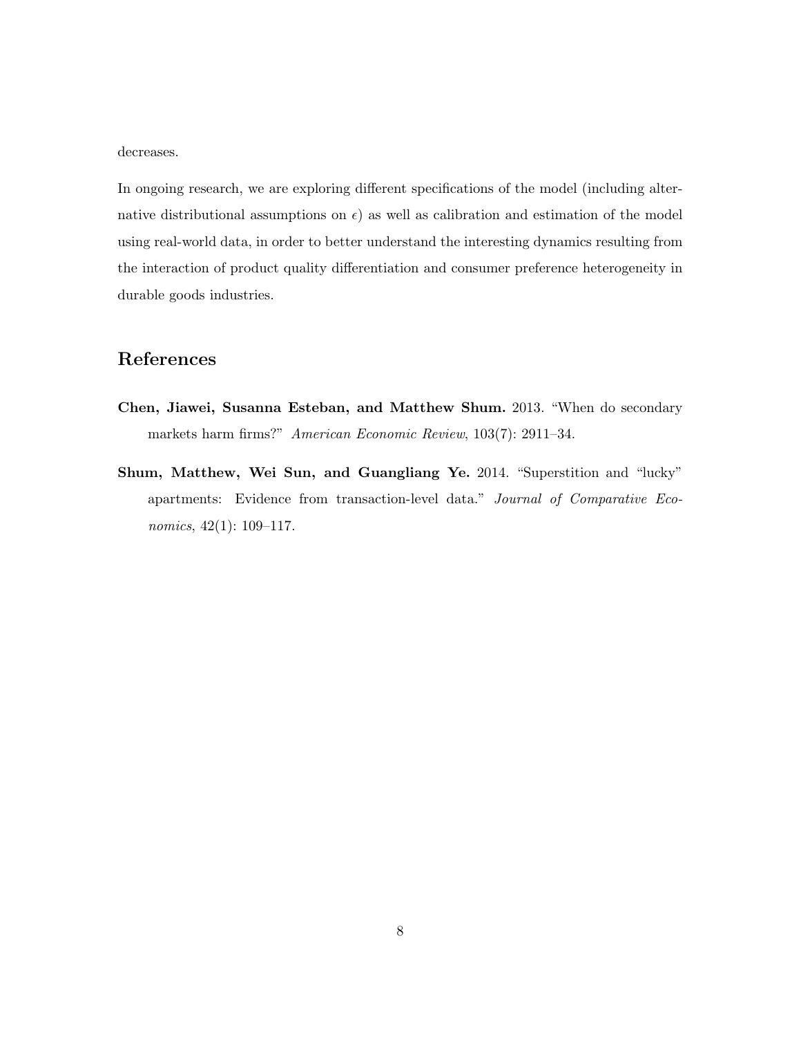decreases.

In ongoing research, we are exploring different specifications of the model (including alternative distributional assumptions on $\epsilon$) as well as calibration and estimation of the model using real-world data, in order to better understand the interesting dynamics resulting from the interaction of product quality differentiation and consumer preference heterogeneity in durable goods industries.

## References

**Chen, Jiawei, Susanna Esteban, and Matthew Shum.** 2013. "When do secondary markets harm firms?" *American Economic Review*, 103(7): 2911–34.

**Shum, Matthew, Wei Sun, and Guangliang Ye.** 2014. "Superstition and "lucky" apartments: Evidence from transaction-level data." *Journal of Comparative Economics*, 42(1): 109–117.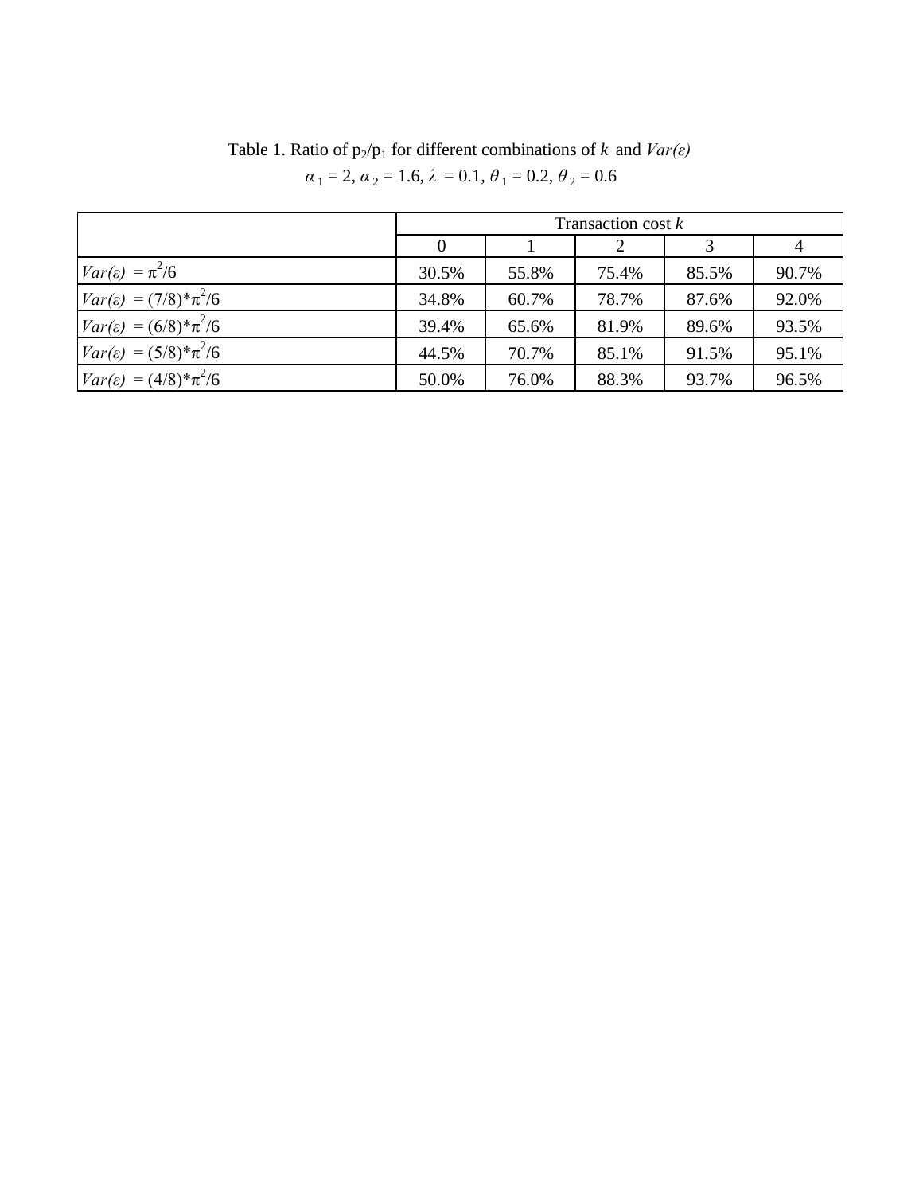Table 1. Ratio of $p_2/p_1$ for different combinations of $k$ and $Var(\varepsilon)$

$\alpha_1 = 2$, $\alpha_2 = 1.6$, $\lambda = 0.1$, $\theta_1 = 0.2$, $\theta_2 = 0.6$

| | Transaction cost $k$ | | | | |
|---|---|---|---|---|---|
| | 0 | 1 | 2 | 3 | 4 |
| $Var(\varepsilon) = \pi^2/6$ | 30.5% | 55.8% | 75.4% | 85.5% | 90.7% |
| $Var(\varepsilon) = (7/8)*\pi^2/6$ | 34.8% | 60.7% | 78.7% | 87.6% | 92.0% |
| $Var(\varepsilon) = (6/8)*\pi^2/6$ | 39.4% | 65.6% | 81.9% | 89.6% | 93.5% |
| $Var(\varepsilon) = (5/8)*\pi^2/6$ | 44.5% | 70.7% | 85.1% | 91.5% | 95.1% |
| $Var(\varepsilon) = (4/8)*\pi^2/6$ | 50.0% | 76.0% | 88.3% | 93.7% | 96.5% |